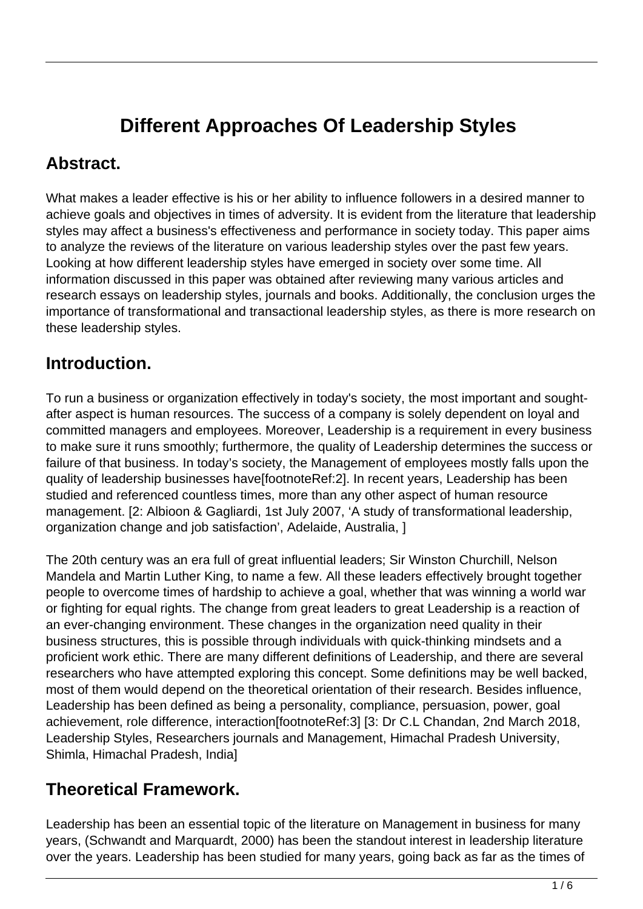# Different Approaches Of Leadership Styles

## Abstract.

What makes a leader effective is his or her ability to influence followers in a desired manner to achieve goals and objectives in times of adversity. It is evident from the literature that leadership styles may affect a business's effectiveness and performance in society today. This paper aims to analyze the reviews of the literature on various leadership styles over the past few years. Looking at how different leadership styles have emerged in society over some time. All information discussed in this paper was obtained after reviewing many various articles and research essays on leadership styles, journals and books. Additionally, the conclusion urges the importance of transformational and transactional leadership styles, as there is more research on these leadership styles.

## Introduction.

To run a business or organization effectively in today's society, the most important and sought-after aspect is human resources. The success of a company is solely dependent on loyal and committed managers and employees. Moreover, Leadership is a requirement in every business to make sure it runs smoothly; furthermore, the quality of Leadership determines the success or failure of that business. In today's society, the Management of employees mostly falls upon the quality of leadership businesses have[footnoteRef:2]. In recent years, Leadership has been studied and referenced countless times, more than any other aspect of human resource management. [2: Albioon & Gagliardi, 1st July 2007, 'A study of transformational leadership, organization change and job satisfaction', Adelaide, Australia, ]

The 20th century was an era full of great influential leaders; Sir Winston Churchill, Nelson Mandela and Martin Luther King, to name a few. All these leaders effectively brought together people to overcome times of hardship to achieve a goal, whether that was winning a world war or fighting for equal rights. The change from great leaders to great Leadership is a reaction of an ever-changing environment. These changes in the organization need quality in their business structures, this is possible through individuals with quick-thinking mindsets and a proficient work ethic. There are many different definitions of Leadership, and there are several researchers who have attempted exploring this concept. Some definitions may be well backed, most of them would depend on the theoretical orientation of their research. Besides influence, Leadership has been defined as being a personality, compliance, persuasion, power, goal achievement, role difference, interaction[footnoteRef:3] [3: Dr C.L Chandan, 2nd March 2018, Leadership Styles, Researchers journals and Management, Himachal Pradesh University, Shimla, Himachal Pradesh, India]

## Theoretical Framework.

Leadership has been an essential topic of the literature on Management in business for many years, (Schwandt and Marquardt, 2000) has been the standout interest in leadership literature over the years. Leadership has been studied for many years, going back as far as the times of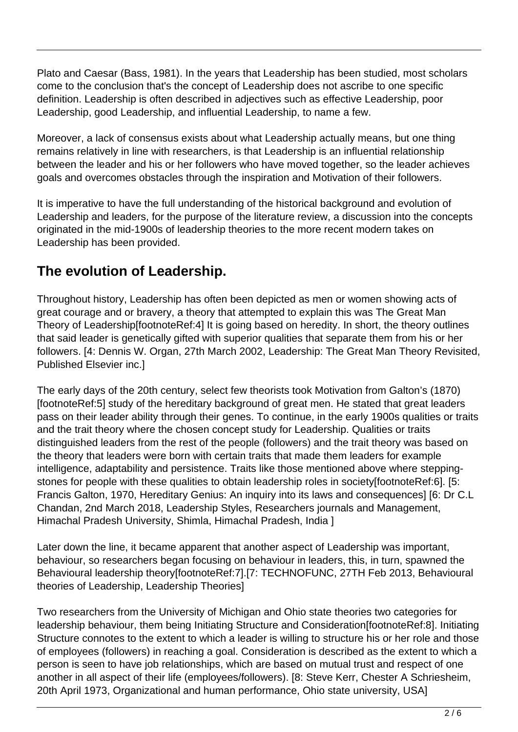Plato and Caesar (Bass, 1981). In the years that Leadership has been studied, most scholars come to the conclusion that's the concept of Leadership does not ascribe to one specific definition. Leadership is often described in adjectives such as effective Leadership, poor Leadership, good Leadership, and influential Leadership, to name a few.

Moreover, a lack of consensus exists about what Leadership actually means, but one thing remains relatively in line with researchers, is that Leadership is an influential relationship between the leader and his or her followers who have moved together, so the leader achieves goals and overcomes obstacles through the inspiration and Motivation of their followers.

It is imperative to have the full understanding of the historical background and evolution of Leadership and leaders, for the purpose of the literature review, a discussion into the concepts originated in the mid-1900s of leadership theories to the more recent modern takes on Leadership has been provided.

## The evolution of Leadership.

Throughout history, Leadership has often been depicted as men or women showing acts of great courage and or bravery, a theory that attempted to explain this was The Great Man Theory of Leadership[footnoteRef:4] It is going based on heredity. In short, the theory outlines that said leader is genetically gifted with superior qualities that separate them from his or her followers. [4: Dennis W. Organ, 27th March 2002, Leadership: The Great Man Theory Revisited, Published Elsevier inc.]

The early days of the 20th century, select few theorists took Motivation from Galton's (1870) [footnoteRef:5] study of the hereditary background of great men. He stated that great leaders pass on their leader ability through their genes. To continue, in the early 1900s qualities or traits and the trait theory where the chosen concept study for Leadership. Qualities or traits distinguished leaders from the rest of the people (followers) and the trait theory was based on the theory that leaders were born with certain traits that made them leaders for example intelligence, adaptability and persistence. Traits like those mentioned above where stepping-stones for people with these qualities to obtain leadership roles in society[footnoteRef:6]. [5: Francis Galton, 1970, Hereditary Genius: An inquiry into its laws and consequences] [6: Dr C.L Chandan, 2nd March 2018, Leadership Styles, Researchers journals and Management, Himachal Pradesh University, Shimla, Himachal Pradesh, India ]

Later down the line, it became apparent that another aspect of Leadership was important, behaviour, so researchers began focusing on behaviour in leaders, this, in turn, spawned the Behavioural leadership theory[footnoteRef:7].[7: TECHNOFUNC, 27TH Feb 2013, Behavioural theories of Leadership, Leadership Theories]

Two researchers from the University of Michigan and Ohio state theories two categories for leadership behaviour, them being Initiating Structure and Consideration[footnoteRef:8]. Initiating Structure connotes to the extent to which a leader is willing to structure his or her role and those of employees (followers) in reaching a goal. Consideration is described as the extent to which a person is seen to have job relationships, which are based on mutual trust and respect of one another in all aspect of their life (employees/followers). [8: Steve Kerr, Chester A Schriesheim, 20th April 1973, Organizational and human performance, Ohio state university, USA]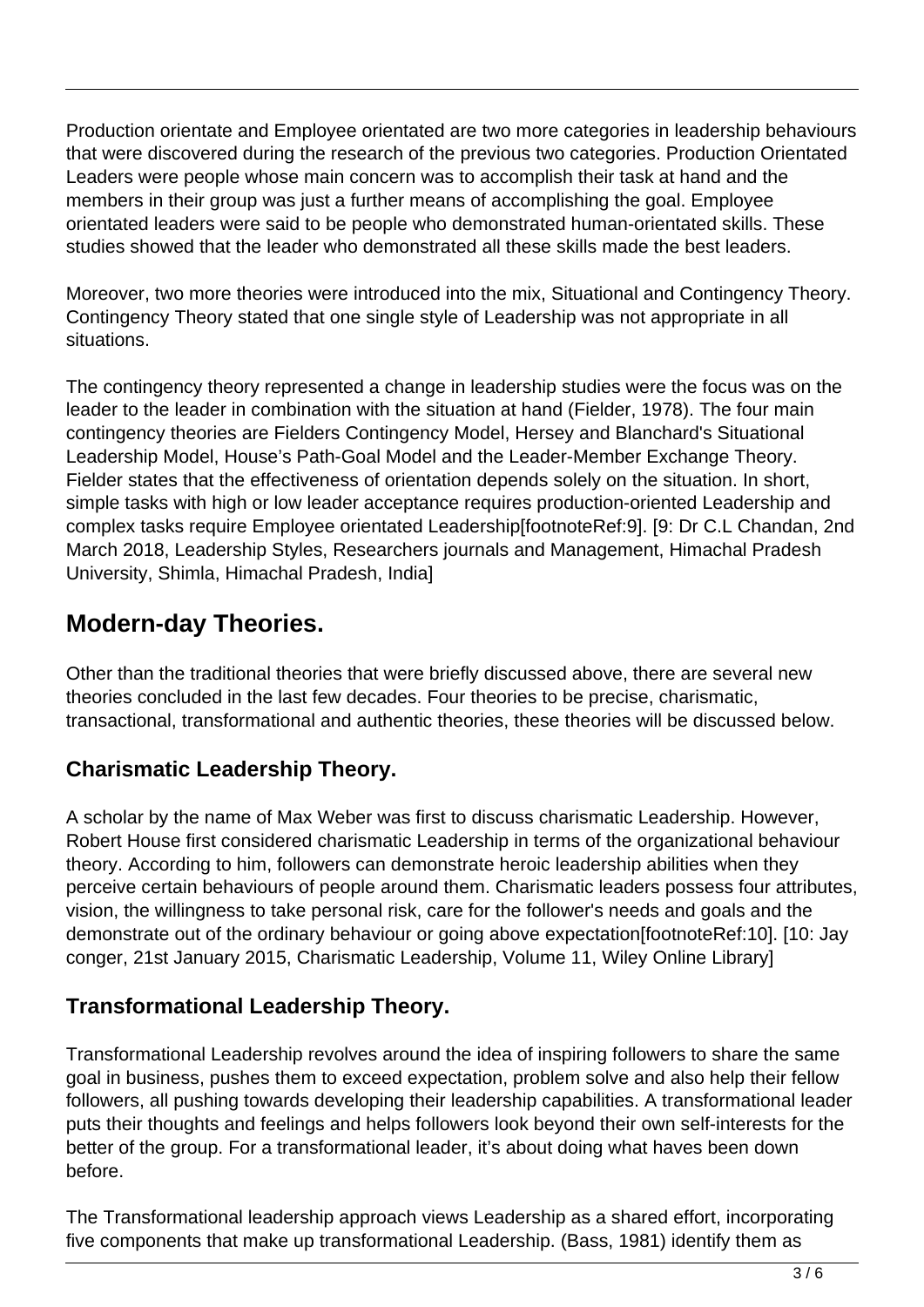Production orientate and Employee orientated are two more categories in leadership behaviours that were discovered during the research of the previous two categories. Production Orientated Leaders were people whose main concern was to accomplish their task at hand and the members in their group was just a further means of accomplishing the goal. Employee orientated leaders were said to be people who demonstrated human-orientated skills. These studies showed that the leader who demonstrated all these skills made the best leaders.

Moreover, two more theories were introduced into the mix, Situational and Contingency Theory. Contingency Theory stated that one single style of Leadership was not appropriate in all situations.

The contingency theory represented a change in leadership studies were the focus was on the leader to the leader in combination with the situation at hand (Fielder, 1978). The four main contingency theories are Fielders Contingency Model, Hersey and Blanchard's Situational Leadership Model, House's Path-Goal Model and the Leader-Member Exchange Theory. Fielder states that the effectiveness of orientation depends solely on the situation. In short, simple tasks with high or low leader acceptance requires production-oriented Leadership and complex tasks require Employee orientated Leadership[footnoteRef:9]. [9: Dr C.L Chandan, 2nd March 2018, Leadership Styles, Researchers journals and Management, Himachal Pradesh University, Shimla, Himachal Pradesh, India]

## Modern-day Theories.

Other than the traditional theories that were briefly discussed above, there are several new theories concluded in the last few decades. Four theories to be precise, charismatic, transactional, transformational and authentic theories, these theories will be discussed below.

### Charismatic Leadership Theory.

A scholar by the name of Max Weber was first to discuss charismatic Leadership. However, Robert House first considered charismatic Leadership in terms of the organizational behaviour theory. According to him, followers can demonstrate heroic leadership abilities when they perceive certain behaviours of people around them. Charismatic leaders possess four attributes, vision, the willingness to take personal risk, care for the follower's needs and goals and the demonstrate out of the ordinary behaviour or going above expectation[footnoteRef:10]. [10: Jay conger, 21st January 2015, Charismatic Leadership, Volume 11, Wiley Online Library]

### Transformational Leadership Theory.

Transformational Leadership revolves around the idea of inspiring followers to share the same goal in business, pushes them to exceed expectation, problem solve and also help their fellow followers, all pushing towards developing their leadership capabilities. A transformational leader puts their thoughts and feelings and helps followers look beyond their own self-interests for the better of the group. For a transformational leader, it's about doing what haves been down before.

The Transformational leadership approach views Leadership as a shared effort, incorporating five components that make up transformational Leadership. (Bass, 1981) identify them as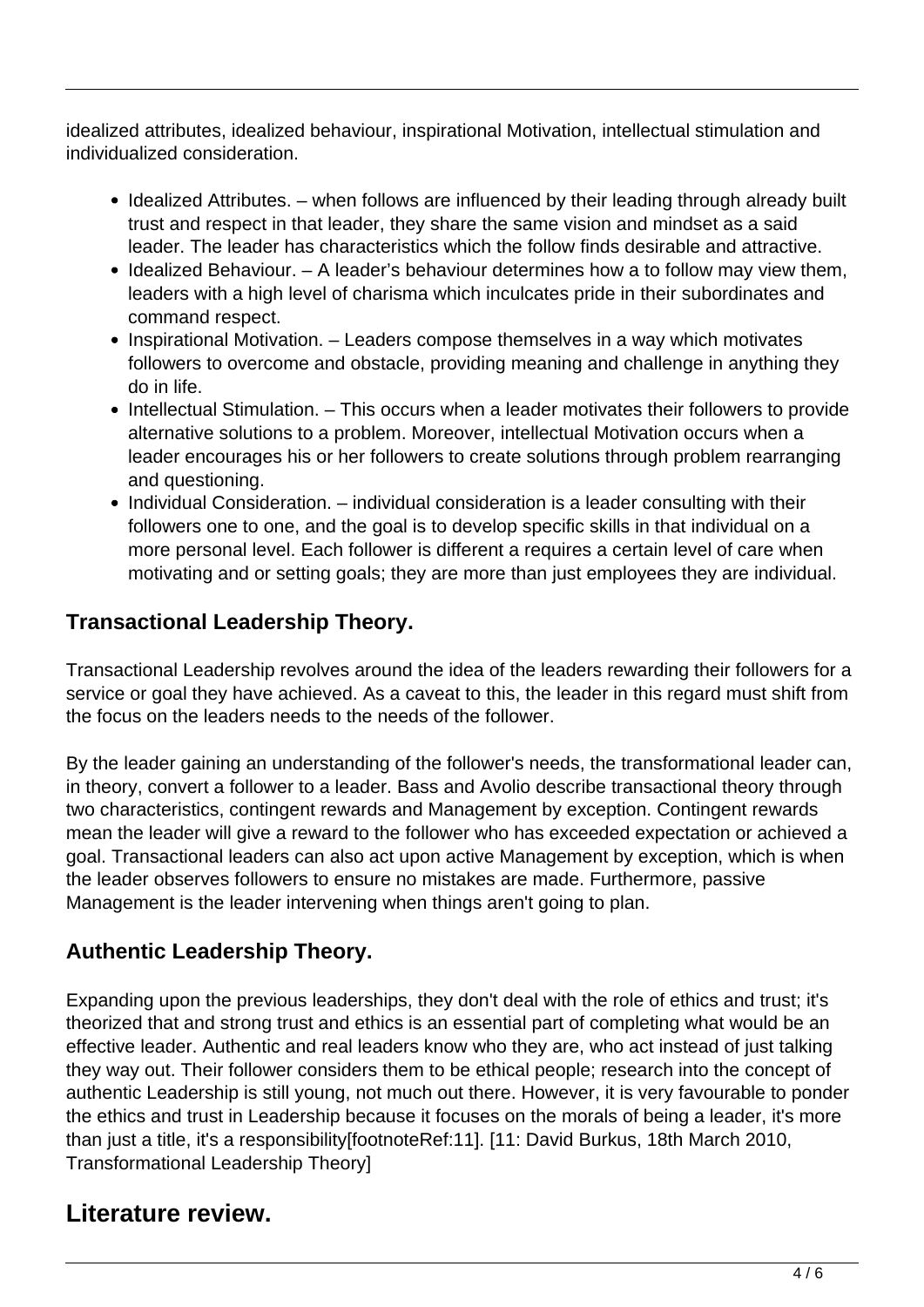idealized attributes, idealized behaviour, inspirational Motivation, intellectual stimulation and individualized consideration.

- Idealized Attributes. – when follows are influenced by their leading through already built trust and respect in that leader, they share the same vision and mindset as a said leader. The leader has characteristics which the follow finds desirable and attractive.
- Idealized Behaviour. – A leader's behaviour determines how a to follow may view them, leaders with a high level of charisma which inculcates pride in their subordinates and command respect.
- Inspirational Motivation. – Leaders compose themselves in a way which motivates followers to overcome and obstacle, providing meaning and challenge in anything they do in life.
- Intellectual Stimulation. – This occurs when a leader motivates their followers to provide alternative solutions to a problem. Moreover, intellectual Motivation occurs when a leader encourages his or her followers to create solutions through problem rearranging and questioning.
- Individual Consideration. – individual consideration is a leader consulting with their followers one to one, and the goal is to develop specific skills in that individual on a more personal level. Each follower is different a requires a certain level of care when motivating and or setting goals; they are more than just employees they are individual.

### Transactional Leadership Theory.

Transactional Leadership revolves around the idea of the leaders rewarding their followers for a service or goal they have achieved. As a caveat to this, the leader in this regard must shift from the focus on the leaders needs to the needs of the follower.

By the leader gaining an understanding of the follower's needs, the transformational leader can, in theory, convert a follower to a leader. Bass and Avolio describe transactional theory through two characteristics, contingent rewards and Management by exception. Contingent rewards mean the leader will give a reward to the follower who has exceeded expectation or achieved a goal. Transactional leaders can also act upon active Management by exception, which is when the leader observes followers to ensure no mistakes are made. Furthermore, passive Management is the leader intervening when things aren't going to plan.

### Authentic Leadership Theory.

Expanding upon the previous leaderships, they don't deal with the role of ethics and trust; it's theorized that and strong trust and ethics is an essential part of completing what would be an effective leader. Authentic and real leaders know who they are, who act instead of just talking they way out. Their follower considers them to be ethical people; research into the concept of authentic Leadership is still young, not much out there. However, it is very favourable to ponder the ethics and trust in Leadership because it focuses on the morals of being a leader, it's more than just a title, it's a responsibility[footnoteRef:11]. [11: David Burkus, 18th March 2010, Transformational Leadership Theory]

## Literature review.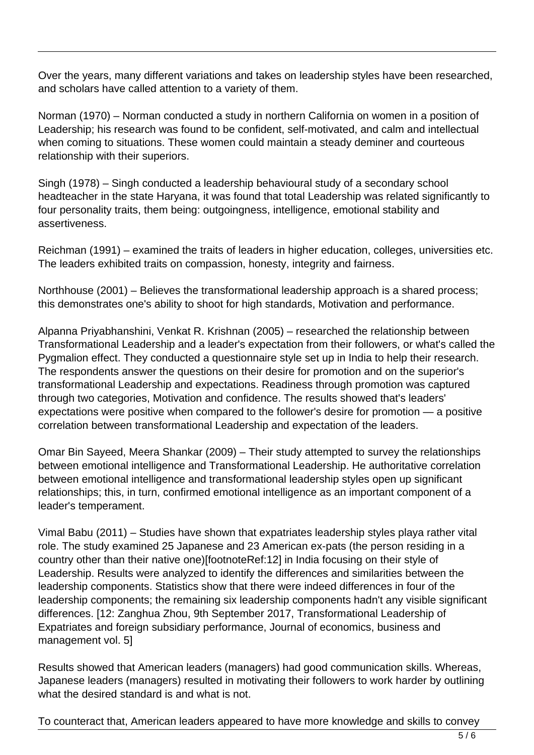Over the years, many different variations and takes on leadership styles have been researched, and scholars have called attention to a variety of them.

Norman (1970) – Norman conducted a study in northern California on women in a position of Leadership; his research was found to be confident, self-motivated, and calm and intellectual when coming to situations. These women could maintain a steady deminer and courteous relationship with their superiors.

Singh (1978) – Singh conducted a leadership behavioural study of a secondary school headteacher in the state Haryana, it was found that total Leadership was related significantly to four personality traits, them being: outgoingness, intelligence, emotional stability and assertiveness.

Reichman (1991) – examined the traits of leaders in higher education, colleges, universities etc. The leaders exhibited traits on compassion, honesty, integrity and fairness.

Northhouse (2001) – Believes the transformational leadership approach is a shared process; this demonstrates one's ability to shoot for high standards, Motivation and performance.

Alpanna Priyabhanshini, Venkat R. Krishnan (2005) – researched the relationship between Transformational Leadership and a leader's expectation from their followers, or what's called the Pygmalion effect. They conducted a questionnaire style set up in India to help their research. The respondents answer the questions on their desire for promotion and on the superior's transformational Leadership and expectations. Readiness through promotion was captured through two categories, Motivation and confidence. The results showed that's leaders' expectations were positive when compared to the follower's desire for promotion — a positive correlation between transformational Leadership and expectation of the leaders.

Omar Bin Sayeed, Meera Shankar (2009) – Their study attempted to survey the relationships between emotional intelligence and Transformational Leadership. He authoritative correlation between emotional intelligence and transformational leadership styles open up significant relationships; this, in turn, confirmed emotional intelligence as an important component of a leader's temperament.

Vimal Babu (2011) – Studies have shown that expatriates leadership styles playa rather vital role. The study examined 25 Japanese and 23 American ex-pats (the person residing in a country other than their native one)[footnoteRef:12] in India focusing on their style of Leadership. Results were analyzed to identify the differences and similarities between the leadership components. Statistics show that there were indeed differences in four of the leadership components; the remaining six leadership components hadn't any visible significant differences. [12: Zanghua Zhou, 9th September 2017, Transformational Leadership of Expatriates and foreign subsidiary performance, Journal of economics, business and management vol. 5]

Results showed that American leaders (managers) had good communication skills. Whereas, Japanese leaders (managers) resulted in motivating their followers to work harder by outlining what the desired standard is and what is not.

To counteract that, American leaders appeared to have more knowledge and skills to convey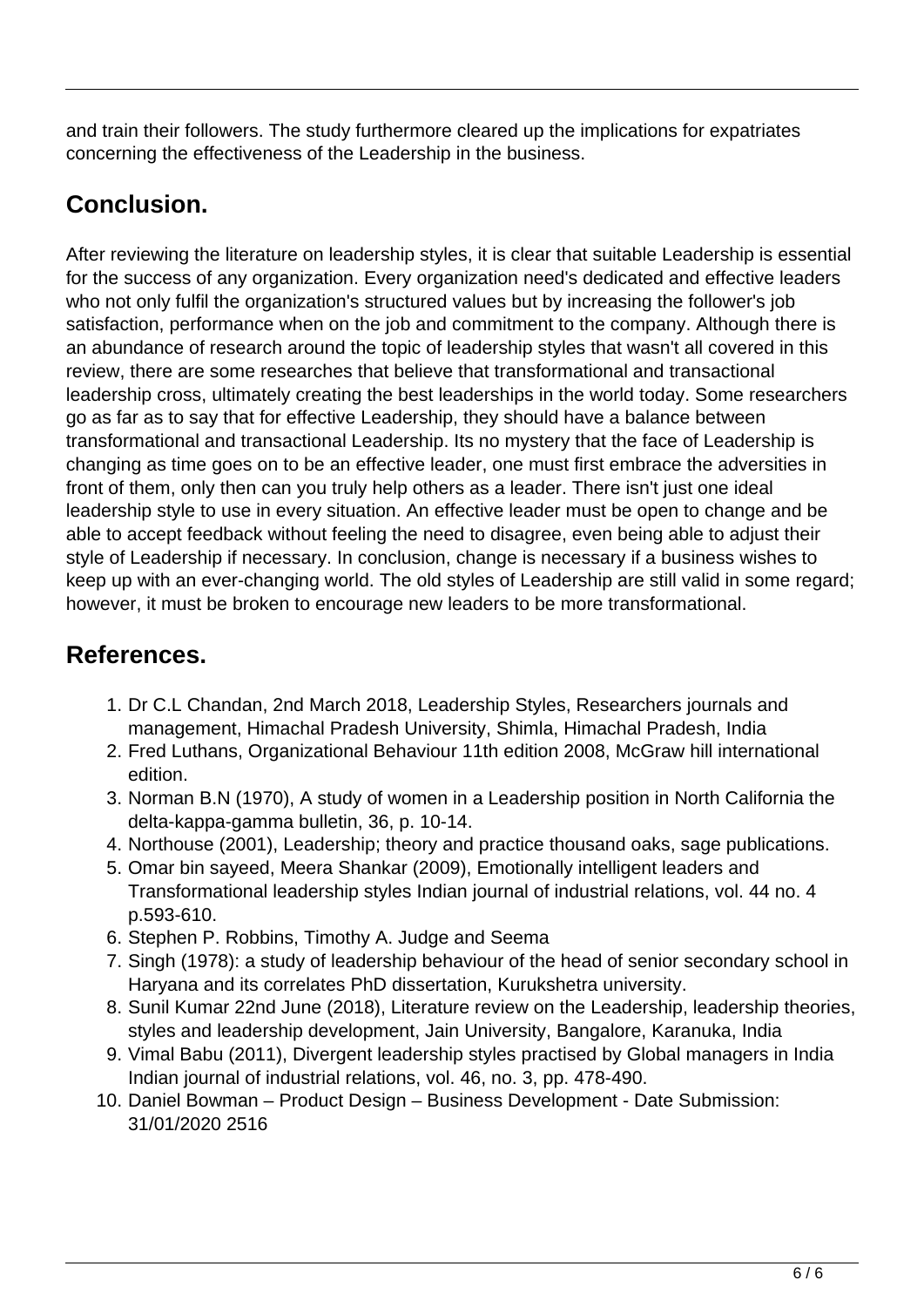and train their followers. The study furthermore cleared up the implications for expatriates concerning the effectiveness of the Leadership in the business.

## Conclusion.

After reviewing the literature on leadership styles, it is clear that suitable Leadership is essential for the success of any organization. Every organization need's dedicated and effective leaders who not only fulfil the organization's structured values but by increasing the follower's job satisfaction, performance when on the job and commitment to the company. Although there is an abundance of research around the topic of leadership styles that wasn't all covered in this review, there are some researches that believe that transformational and transactional leadership cross, ultimately creating the best leaderships in the world today. Some researchers go as far as to say that for effective Leadership, they should have a balance between transformational and transactional Leadership. Its no mystery that the face of Leadership is changing as time goes on to be an effective leader, one must first embrace the adversities in front of them, only then can you truly help others as a leader. There isn't just one ideal leadership style to use in every situation. An effective leader must be open to change and be able to accept feedback without feeling the need to disagree, even being able to adjust their style of Leadership if necessary. In conclusion, change is necessary if a business wishes to keep up with an ever-changing world. The old styles of Leadership are still valid in some regard; however, it must be broken to encourage new leaders to be more transformational.

## References.

1. Dr C.L Chandan, 2nd March 2018, Leadership Styles, Researchers journals and management, Himachal Pradesh University, Shimla, Himachal Pradesh, India
2. Fred Luthans, Organizational Behaviour 11th edition 2008, McGraw hill international edition.
3. Norman B.N (1970), A study of women in a Leadership position in North California the delta-kappa-gamma bulletin, 36, p. 10-14.
4. Northouse (2001), Leadership; theory and practice thousand oaks, sage publications.
5. Omar bin sayeed, Meera Shankar (2009), Emotionally intelligent leaders and Transformational leadership styles Indian journal of industrial relations, vol. 44 no. 4 p.593-610.
6. Stephen P. Robbins, Timothy A. Judge and Seema
7. Singh (1978): a study of leadership behaviour of the head of senior secondary school in Haryana and its correlates PhD dissertation, Kurukshetra university.
8. Sunil Kumar 22nd June (2018), Literature review on the Leadership, leadership theories, styles and leadership development, Jain University, Bangalore, Karanuka, India
9. Vimal Babu (2011), Divergent leadership styles practised by Global managers in India Indian journal of industrial relations, vol. 46, no. 3, pp. 478-490.
10. Daniel Bowman – Product Design – Business Development - Date Submission: 31/01/2020 2516